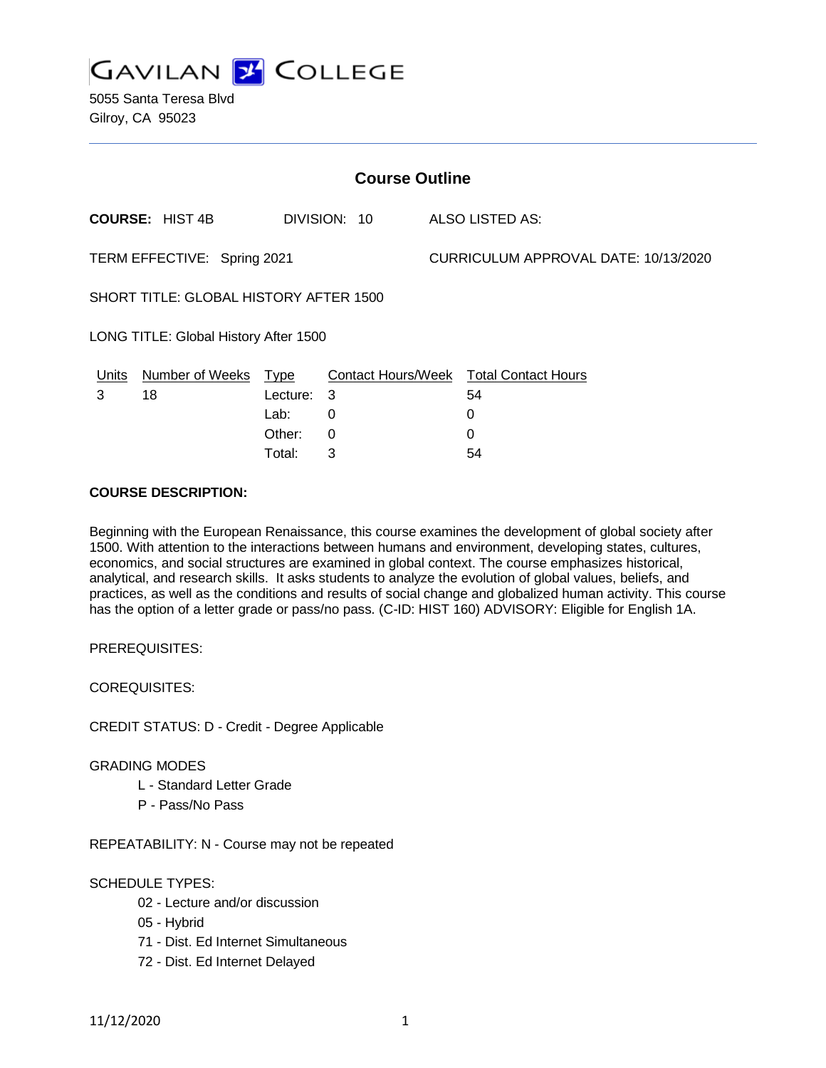GAVILAN COLLEGE

5055 Santa Teresa Blvd
Gilroy, CA 95023

## Course Outline

**COURSE:** HIST 4B DIVISION: 10 ALSO LISTED AS:

TERM EFFECTIVE: Spring 2021 CURRICULUM APPROVAL DATE: 10/13/2020

SHORT TITLE: GLOBAL HISTORY AFTER 1500

LONG TITLE: Global History After 1500

| Units | Number of Weeks | Type | Contact Hours/Week | Total Contact Hours |
|---|---|---|---|---|
| 3 | 18 | Lecture: | 3 | 54 |
| | | Lab: | 0 | 0 |
| | | Other: | 0 | 0 |
| | | Total: | 3 | 54 |

**COURSE DESCRIPTION:**

Beginning with the European Renaissance, this course examines the development of global society after 1500. With attention to the interactions between humans and environment, developing states, cultures, economics, and social structures are examined in global context. The course emphasizes historical, analytical, and research skills. It asks students to analyze the evolution of global values, beliefs, and practices, as well as the conditions and results of social change and globalized human activity. This course has the option of a letter grade or pass/no pass. (C-ID: HIST 160) ADVISORY: Eligible for English 1A.

PREREQUISITES:

COREQUISITES:

CREDIT STATUS: D - Credit - Degree Applicable

GRADING MODES

- L - Standard Letter Grade
- P - Pass/No Pass

REPEATABILITY: N - Course may not be repeated

SCHEDULE TYPES:

- 02 - Lecture and/or discussion
- 05 - Hybrid
- 71 - Dist. Ed Internet Simultaneous
- 72 - Dist. Ed Internet Delayed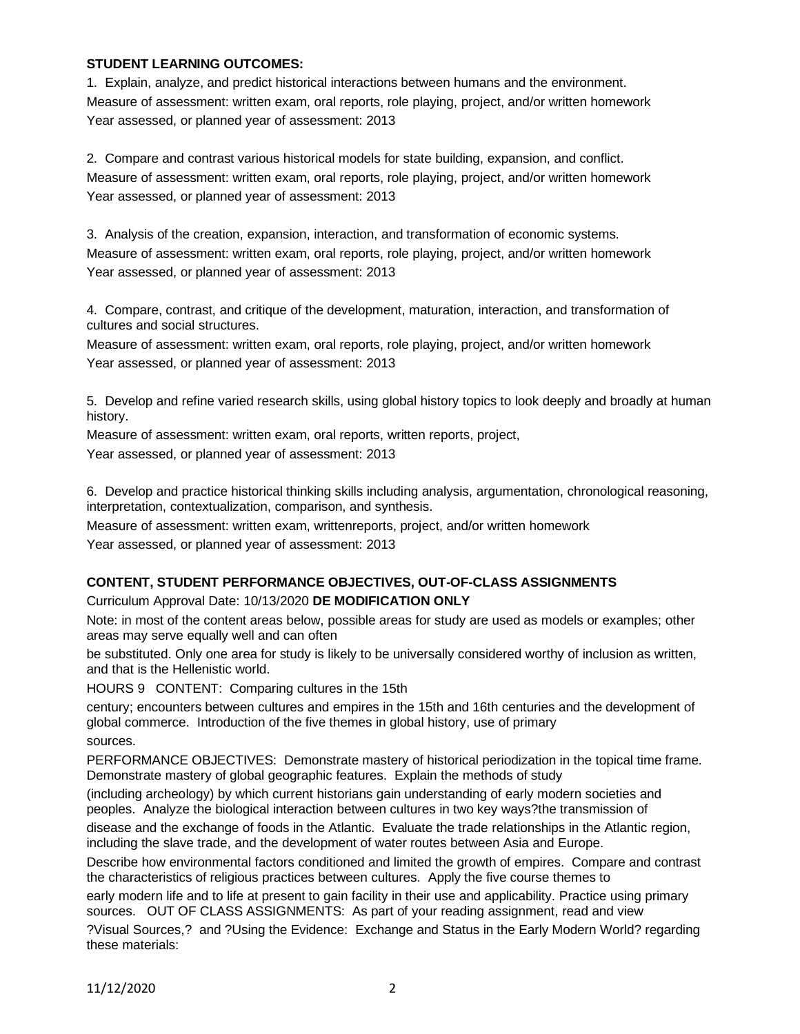**STUDENT LEARNING OUTCOMES:**

1. Explain, analyze, and predict historical interactions between humans and the environment.
Measure of assessment: written exam, oral reports, role playing, project, and/or written homework
Year assessed, or planned year of assessment: 2013

2. Compare and contrast various historical models for state building, expansion, and conflict.
Measure of assessment: written exam, oral reports, role playing, project, and/or written homework
Year assessed, or planned year of assessment: 2013

3. Analysis of the creation, expansion, interaction, and transformation of economic systems.
Measure of assessment: written exam, oral reports, role playing, project, and/or written homework
Year assessed, or planned year of assessment: 2013

4. Compare, contrast, and critique of the development, maturation, interaction, and transformation of cultures and social structures.
Measure of assessment: written exam, oral reports, role playing, project, and/or written homework
Year assessed, or planned year of assessment: 2013

5. Develop and refine varied research skills, using global history topics to look deeply and broadly at human history.
Measure of assessment: written exam, oral reports, written reports, project,
Year assessed, or planned year of assessment: 2013

6. Develop and practice historical thinking skills including analysis, argumentation, chronological reasoning, interpretation, contextualization, comparison, and synthesis.
Measure of assessment: written exam, writtenreports, project, and/or written homework
Year assessed, or planned year of assessment: 2013

**CONTENT, STUDENT PERFORMANCE OBJECTIVES, OUT-OF-CLASS ASSIGNMENTS**

Curriculum Approval Date: 10/13/2020 **DE MODIFICATION ONLY**

Note: in most of the content areas below, possible areas for study are used as models or examples; other areas may serve equally well and can often be substituted. Only one area for study is likely to be universally considered worthy of inclusion as written, and that is the Hellenistic world.

HOURS 9 CONTENT: Comparing cultures in the 15th century; encounters between cultures and empires in the 15th and 16th centuries and the development of global commerce. Introduction of the five themes in global history, use of primary sources.

PERFORMANCE OBJECTIVES: Demonstrate mastery of historical periodization in the topical time frame. Demonstrate mastery of global geographic features. Explain the methods of study (including archeology) by which current historians gain understanding of early modern societies and peoples. Analyze the biological interaction between cultures in two key ways?the transmission of disease and the exchange of foods in the Atlantic. Evaluate the trade relationships in the Atlantic region, including the slave trade, and the development of water routes between Asia and Europe. Describe how environmental factors conditioned and limited the growth of empires. Compare and contrast the characteristics of religious practices between cultures. Apply the five course themes to early modern life and to life at present to gain facility in their use and applicability. Practice using primary sources. OUT OF CLASS ASSIGNMENTS: As part of your reading assignment, read and view ?Visual Sources,? and ?Using the Evidence: Exchange and Status in the Early Modern World? regarding these materials: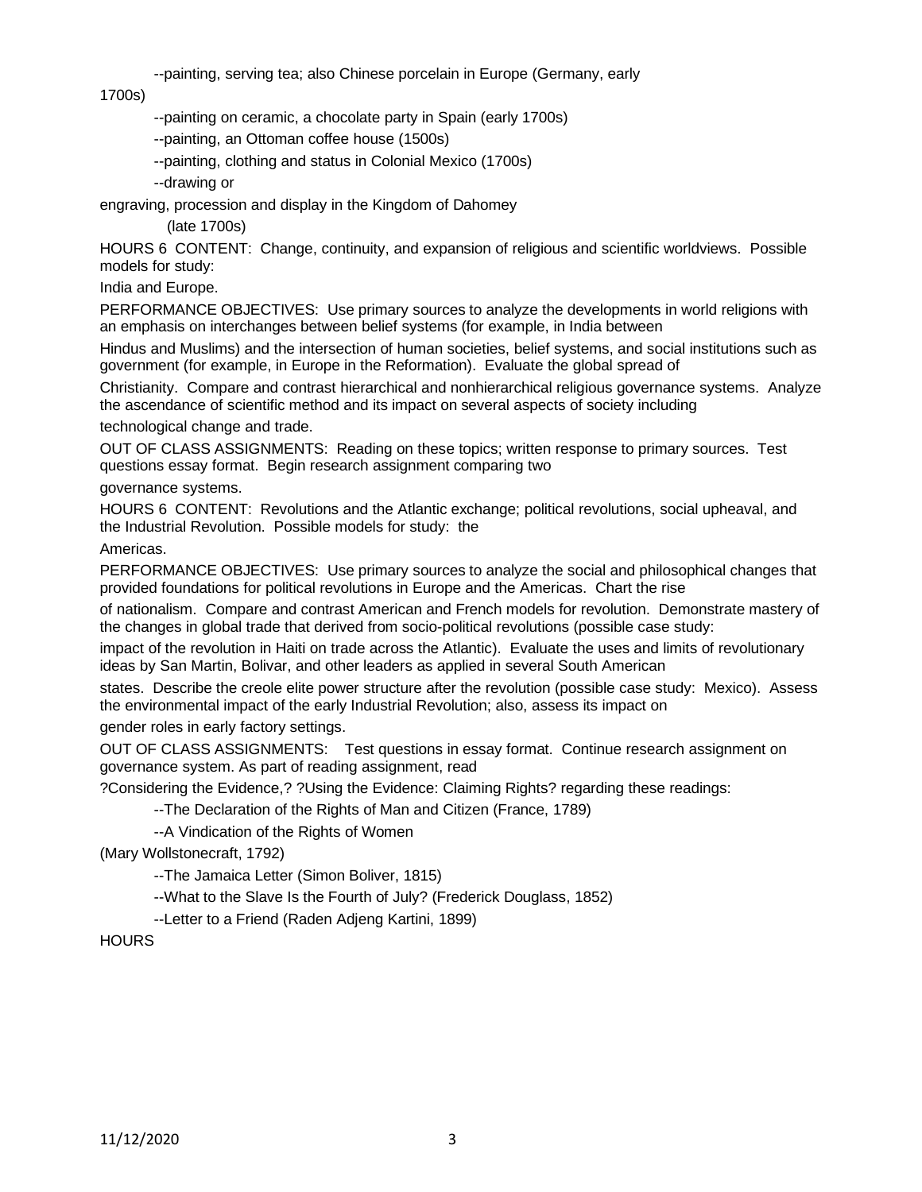--painting, serving tea; also Chinese porcelain in Europe (Germany, early 1700s)

--painting on ceramic, a chocolate party in Spain (early 1700s)

--painting, an Ottoman coffee house (1500s)

--painting, clothing and status in Colonial Mexico (1700s)

--drawing or engraving, procession and display in the Kingdom of Dahomey (late 1700s)

HOURS 6 CONTENT: Change, continuity, and expansion of religious and scientific worldviews. Possible models for study: India and Europe.

PERFORMANCE OBJECTIVES: Use primary sources to analyze the developments in world religions with an emphasis on interchanges between belief systems (for example, in India between Hindus and Muslims) and the intersection of human societies, belief systems, and social institutions such as government (for example, in Europe in the Reformation). Evaluate the global spread of Christianity. Compare and contrast hierarchical and nonhierarchical religious governance systems. Analyze the ascendance of scientific method and its impact on several aspects of society including technological change and trade.

OUT OF CLASS ASSIGNMENTS: Reading on these topics; written response to primary sources. Test questions essay format. Begin research assignment comparing two governance systems.

HOURS 6 CONTENT: Revolutions and the Atlantic exchange; political revolutions, social upheaval, and the Industrial Revolution. Possible models for study: the Americas.

PERFORMANCE OBJECTIVES: Use primary sources to analyze the social and philosophical changes that provided foundations for political revolutions in Europe and the Americas. Chart the rise of nationalism. Compare and contrast American and French models for revolution. Demonstrate mastery of the changes in global trade that derived from socio-political revolutions (possible case study: impact of the revolution in Haiti on trade across the Atlantic). Evaluate the uses and limits of revolutionary ideas by San Martin, Bolivar, and other leaders as applied in several South American states. Describe the creole elite power structure after the revolution (possible case study: Mexico). Assess the environmental impact of the early Industrial Revolution; also, assess its impact on gender roles in early factory settings.

OUT OF CLASS ASSIGNMENTS: Test questions in essay format. Continue research assignment on governance system. As part of reading assignment, read ?Considering the Evidence,? ?Using the Evidence: Claiming Rights? regarding these readings:

--The Declaration of the Rights of Man and Citizen (France, 1789)

--A Vindication of the Rights of Women (Mary Wollstonecraft, 1792)

--The Jamaica Letter (Simon Boliver, 1815)

--What to the Slave Is the Fourth of July? (Frederick Douglass, 1852)

--Letter to a Friend (Raden Adjeng Kartini, 1899)

HOURS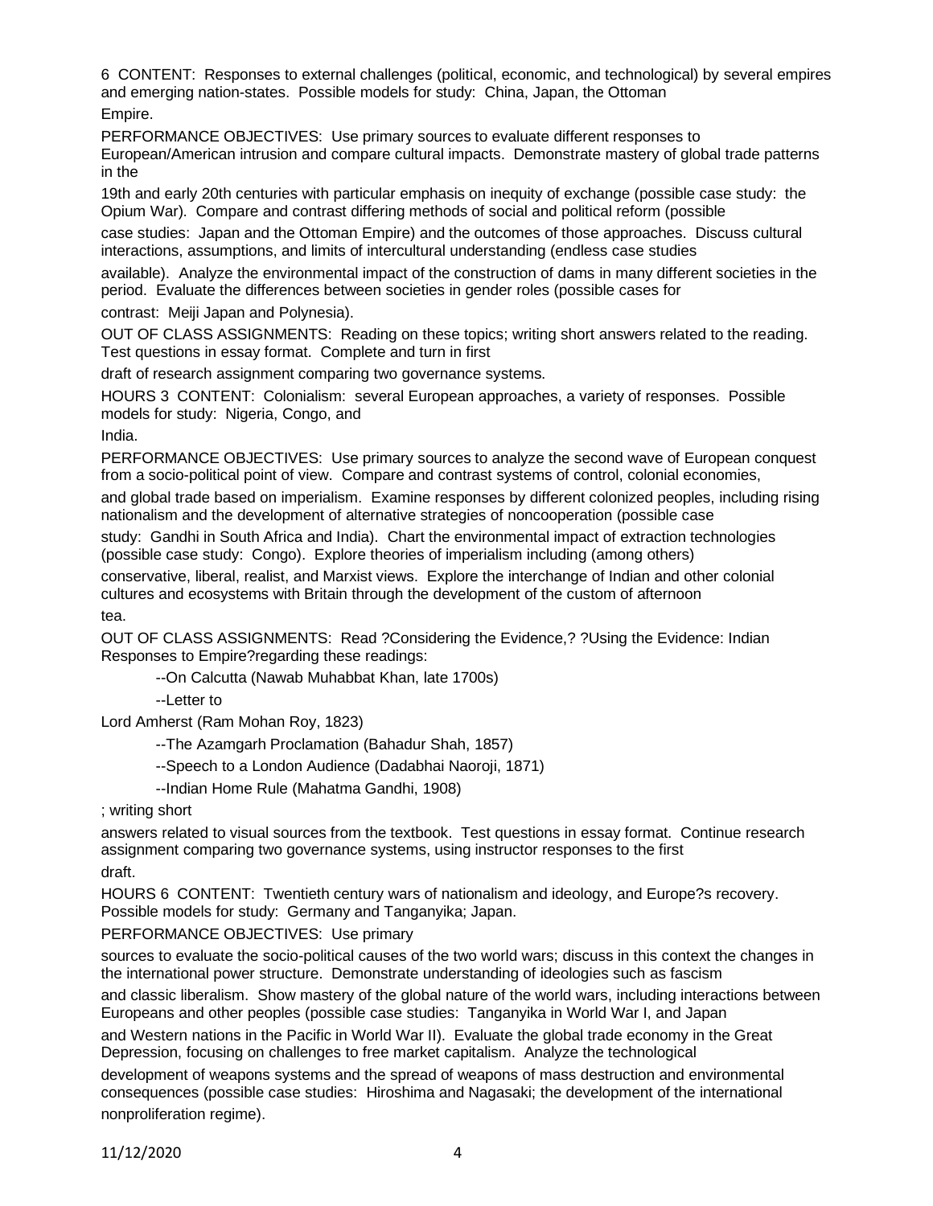6 CONTENT: Responses to external challenges (political, economic, and technological) by several empires and emerging nation-states. Possible models for study: China, Japan, the Ottoman Empire.

PERFORMANCE OBJECTIVES: Use primary sources to evaluate different responses to European/American intrusion and compare cultural impacts. Demonstrate mastery of global trade patterns in the 19th and early 20th centuries with particular emphasis on inequity of exchange (possible case study: the Opium War). Compare and contrast differing methods of social and political reform (possible case studies: Japan and the Ottoman Empire) and the outcomes of those approaches. Discuss cultural interactions, assumptions, and limits of intercultural understanding (endless case studies available). Analyze the environmental impact of the construction of dams in many different societies in the period. Evaluate the differences between societies in gender roles (possible cases for contrast: Meiji Japan and Polynesia).

OUT OF CLASS ASSIGNMENTS: Reading on these topics; writing short answers related to the reading. Test questions in essay format. Complete and turn in first draft of research assignment comparing two governance systems.

HOURS 3 CONTENT: Colonialism: several European approaches, a variety of responses. Possible models for study: Nigeria, Congo, and India.

PERFORMANCE OBJECTIVES: Use primary sources to analyze the second wave of European conquest from a socio-political point of view. Compare and contrast systems of control, colonial economies, and global trade based on imperialism. Examine responses by different colonized peoples, including rising nationalism and the development of alternative strategies of noncooperation (possible case study: Gandhi in South Africa and India). Chart the environmental impact of extraction technologies (possible case study: Congo). Explore theories of imperialism including (among others) conservative, liberal, realist, and Marxist views. Explore the interchange of Indian and other colonial cultures and ecosystems with Britain through the development of the custom of afternoon tea.

OUT OF CLASS ASSIGNMENTS: Read ?Considering the Evidence,? ?Using the Evidence: Indian Responses to Empire?regarding these readings:

--On Calcutta (Nawab Muhabbat Khan, late 1700s)

--Letter to Lord Amherst (Ram Mohan Roy, 1823)

--The Azamgarh Proclamation (Bahadur Shah, 1857)

--Speech to a London Audience (Dadabhai Naoroji, 1871)

--Indian Home Rule (Mahatma Gandhi, 1908)

; writing short answers related to visual sources from the textbook. Test questions in essay format. Continue research assignment comparing two governance systems, using instructor responses to the first draft.

HOURS 6 CONTENT: Twentieth century wars of nationalism and ideology, and Europe?s recovery. Possible models for study: Germany and Tanganyika; Japan.

PERFORMANCE OBJECTIVES: Use primary sources to evaluate the socio-political causes of the two world wars; discuss in this context the changes in the international power structure. Demonstrate understanding of ideologies such as fascism and classic liberalism. Show mastery of the global nature of the world wars, including interactions between Europeans and other peoples (possible case studies: Tanganyika in World War I, and Japan and Western nations in the Pacific in World War II). Evaluate the global trade economy in the Great Depression, focusing on challenges to free market capitalism. Analyze the technological development of weapons systems and the spread of weapons of mass destruction and environmental consequences (possible case studies: Hiroshima and Nagasaki; the development of the international nonproliferation regime).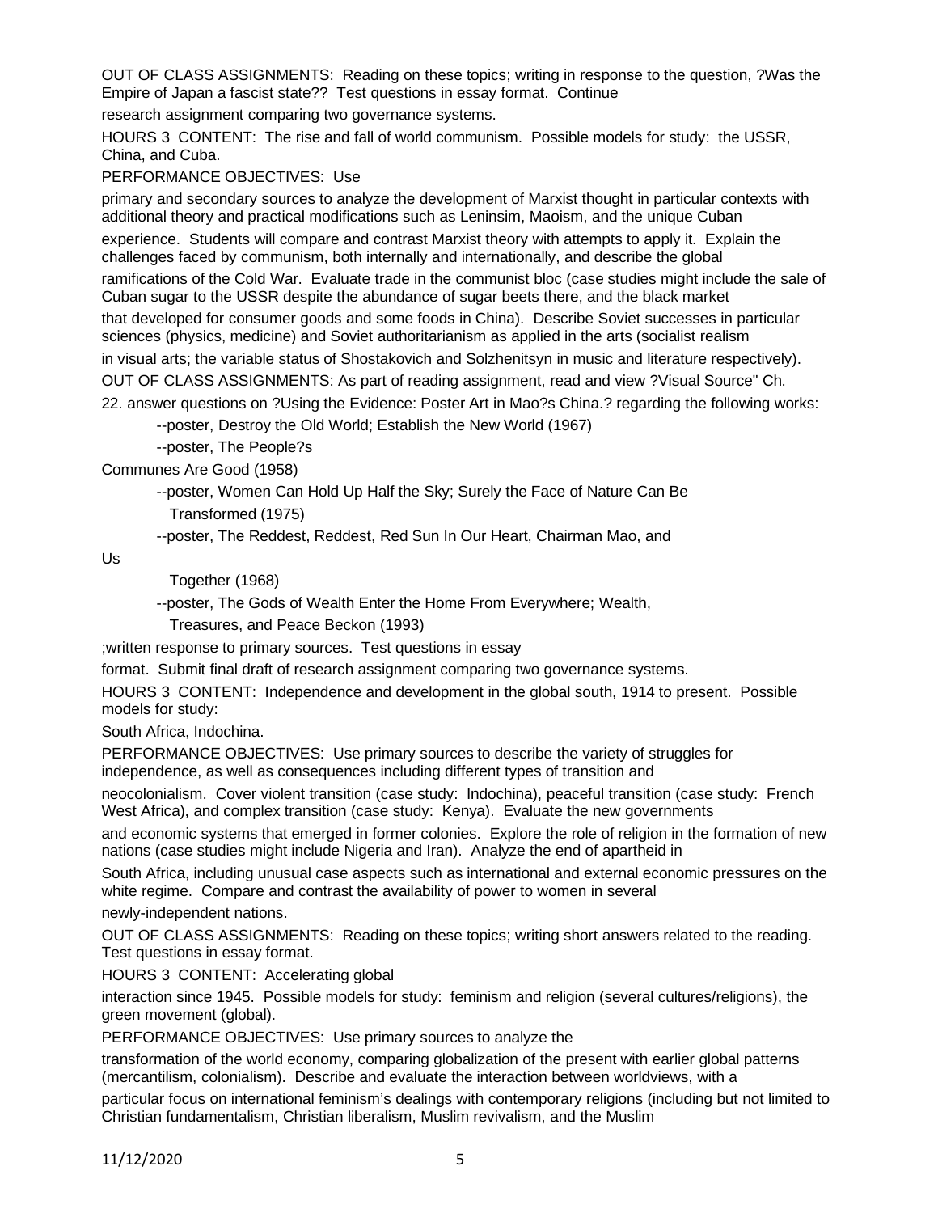OUT OF CLASS ASSIGNMENTS: Reading on these topics; writing in response to the question, ?Was the Empire of Japan a fascist state?? Test questions in essay format. Continue research assignment comparing two governance systems.

HOURS 3 CONTENT: The rise and fall of world communism. Possible models for study: the USSR, China, and Cuba.

PERFORMANCE OBJECTIVES: Use primary and secondary sources to analyze the development of Marxist thought in particular contexts with additional theory and practical modifications such as Leninsim, Maoism, and the unique Cuban experience. Students will compare and contrast Marxist theory with attempts to apply it. Explain the challenges faced by communism, both internally and internationally, and describe the global ramifications of the Cold War. Evaluate trade in the communist bloc (case studies might include the sale of Cuban sugar to the USSR despite the abundance of sugar beets there, and the black market that developed for consumer goods and some foods in China). Describe Soviet successes in particular sciences (physics, medicine) and Soviet authoritarianism as applied in the arts (socialist realism in visual arts; the variable status of Shostakovich and Solzhenitsyn in music and literature respectively).

OUT OF CLASS ASSIGNMENTS: As part of reading assignment, read and view ?Visual Source" Ch. 22. answer questions on ?Using the Evidence: Poster Art in Mao?s China.? regarding the following works:

--poster, Destroy the Old World; Establish the New World (1967)

--poster, The People?s Communes Are Good (1958)

--poster, Women Can Hold Up Half the Sky; Surely the Face of Nature Can Be Transformed (1975)

--poster, The Reddest, Reddest, Red Sun In Our Heart, Chairman Mao, and Us Together (1968)

--poster, The Gods of Wealth Enter the Home From Everywhere; Wealth, Treasures, and Peace Beckon (1993)

;written response to primary sources. Test questions in essay format. Submit final draft of research assignment comparing two governance systems.

HOURS 3 CONTENT: Independence and development in the global south, 1914 to present. Possible models for study: South Africa, Indochina.

PERFORMANCE OBJECTIVES: Use primary sources to describe the variety of struggles for independence, as well as consequences including different types of transition and neocolonialism. Cover violent transition (case study: Indochina), peaceful transition (case study: French West Africa), and complex transition (case study: Kenya). Evaluate the new governments and economic systems that emerged in former colonies. Explore the role of religion in the formation of new nations (case studies might include Nigeria and Iran). Analyze the end of apartheid in South Africa, including unusual case aspects such as international and external economic pressures on the white regime. Compare and contrast the availability of power to women in several newly-independent nations.

OUT OF CLASS ASSIGNMENTS: Reading on these topics; writing short answers related to the reading. Test questions in essay format.

HOURS 3 CONTENT: Accelerating global interaction since 1945. Possible models for study: feminism and religion (several cultures/religions), the green movement (global).

PERFORMANCE OBJECTIVES: Use primary sources to analyze the transformation of the world economy, comparing globalization of the present with earlier global patterns (mercantilism, colonialism). Describe and evaluate the interaction between worldviews, with a particular focus on international feminism's dealings with contemporary religions (including but not limited to Christian fundamentalism, Christian liberalism, Muslim revivalism, and the Muslim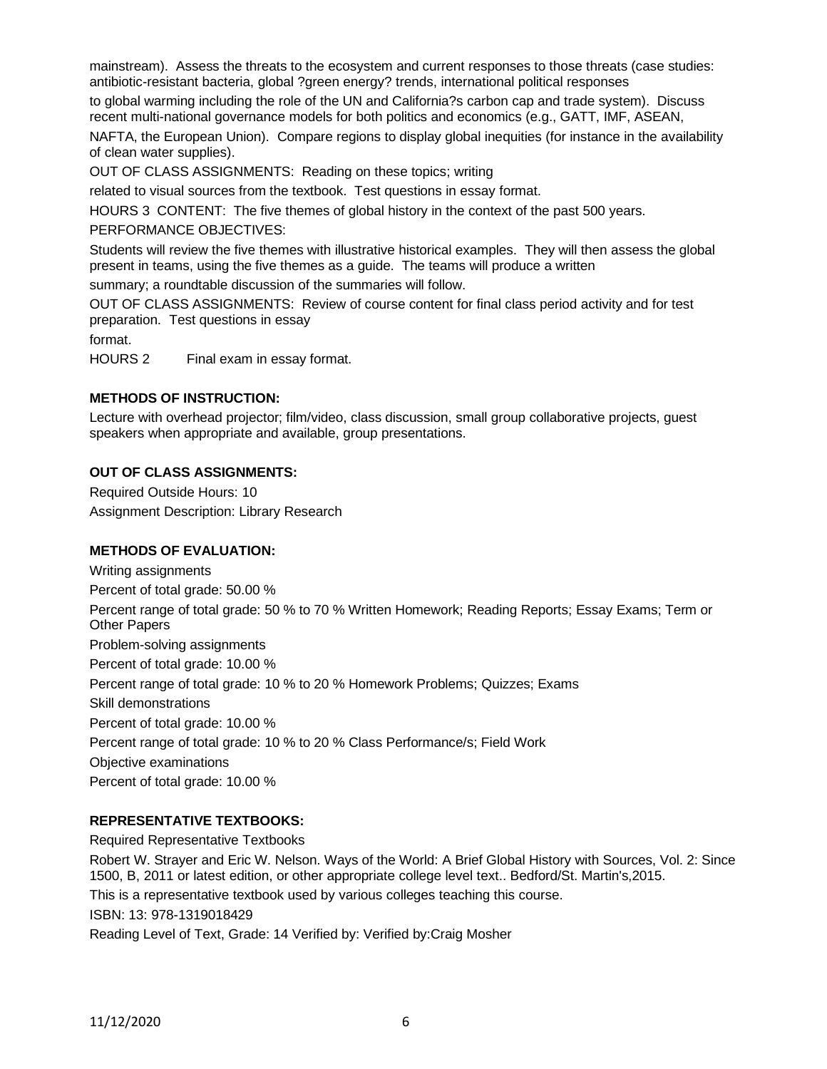mainstream). Assess the threats to the ecosystem and current responses to those threats (case studies: antibiotic-resistant bacteria, global ?green energy? trends, international political responses to global warming including the role of the UN and California?s carbon cap and trade system). Discuss recent multi-national governance models for both politics and economics (e.g., GATT, IMF, ASEAN, NAFTA, the European Union). Compare regions to display global inequities (for instance in the availability of clean water supplies).

OUT OF CLASS ASSIGNMENTS: Reading on these topics; writing related to visual sources from the textbook. Test questions in essay format.

HOURS 3 CONTENT: The five themes of global history in the context of the past 500 years.

PERFORMANCE OBJECTIVES:

Students will review the five themes with illustrative historical examples. They will then assess the global present in teams, using the five themes as a guide. The teams will produce a written summary; a roundtable discussion of the summaries will follow.

OUT OF CLASS ASSIGNMENTS: Review of course content for final class period activity and for test preparation. Test questions in essay format.

HOURS 2 Final exam in essay format.

**METHODS OF INSTRUCTION:**

Lecture with overhead projector; film/video, class discussion, small group collaborative projects, guest speakers when appropriate and available, group presentations.

**OUT OF CLASS ASSIGNMENTS:**

Required Outside Hours: 10

Assignment Description: Library Research

**METHODS OF EVALUATION:**

Writing assignments

Percent of total grade: 50.00 %

Percent range of total grade: 50 % to 70 % Written Homework; Reading Reports; Essay Exams; Term or Other Papers

Problem-solving assignments

Percent of total grade: 10.00 %

Percent range of total grade: 10 % to 20 % Homework Problems; Quizzes; Exams

Skill demonstrations

Percent of total grade: 10.00 %

Percent range of total grade: 10 % to 20 % Class Performance/s; Field Work

Objective examinations

Percent of total grade: 10.00 %

**REPRESENTATIVE TEXTBOOKS:**

Required Representative Textbooks

Robert W. Strayer and Eric W. Nelson. Ways of the World: A Brief Global History with Sources, Vol. 2: Since 1500, B, 2011 or latest edition, or other appropriate college level text.. Bedford/St. Martin's,2015.

This is a representative textbook used by various colleges teaching this course.

ISBN: 13: 978-1319018429

Reading Level of Text, Grade: 14 Verified by: Verified by:Craig Mosher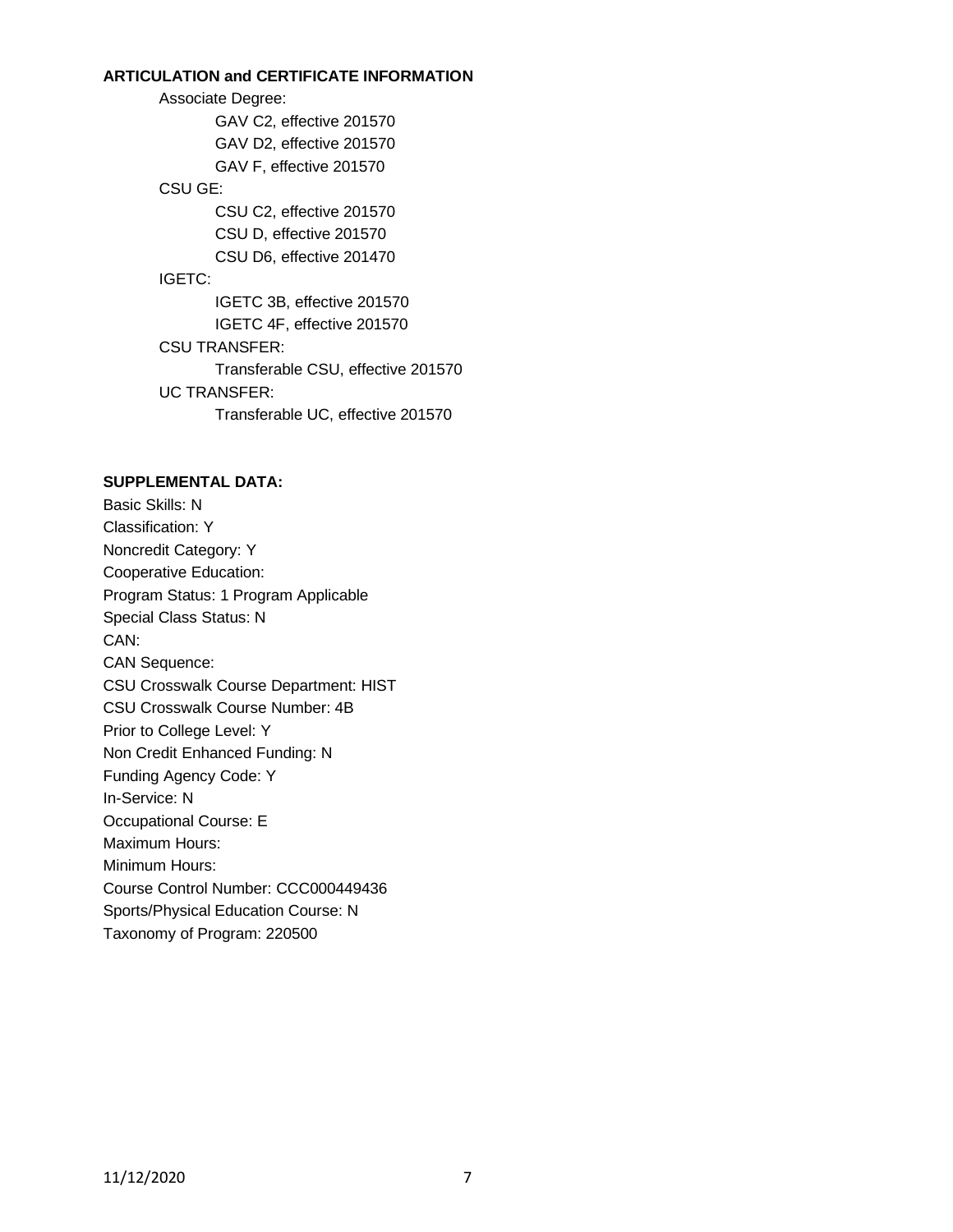**ARTICULATION and CERTIFICATE INFORMATION**

- Associate Degree:
  - GAV C2, effective 201570
  - GAV D2, effective 201570
  - GAV F, effective 201570
- CSU GE:
  - CSU C2, effective 201570
  - CSU D, effective 201570
  - CSU D6, effective 201470
- IGETC:
  - IGETC 3B, effective 201570
  - IGETC 4F, effective 201570
- CSU TRANSFER:
  - Transferable CSU, effective 201570
- UC TRANSFER:
  - Transferable UC, effective 201570

**SUPPLEMENTAL DATA:**

Basic Skills: N
Classification: Y
Noncredit Category: Y
Cooperative Education:
Program Status: 1 Program Applicable
Special Class Status: N
CAN:
CAN Sequence:
CSU Crosswalk Course Department: HIST
CSU Crosswalk Course Number: 4B
Prior to College Level: Y
Non Credit Enhanced Funding: N
Funding Agency Code: Y
In-Service: N
Occupational Course: E
Maximum Hours:
Minimum Hours:
Course Control Number: CCC000449436
Sports/Physical Education Course: N
Taxonomy of Program: 220500